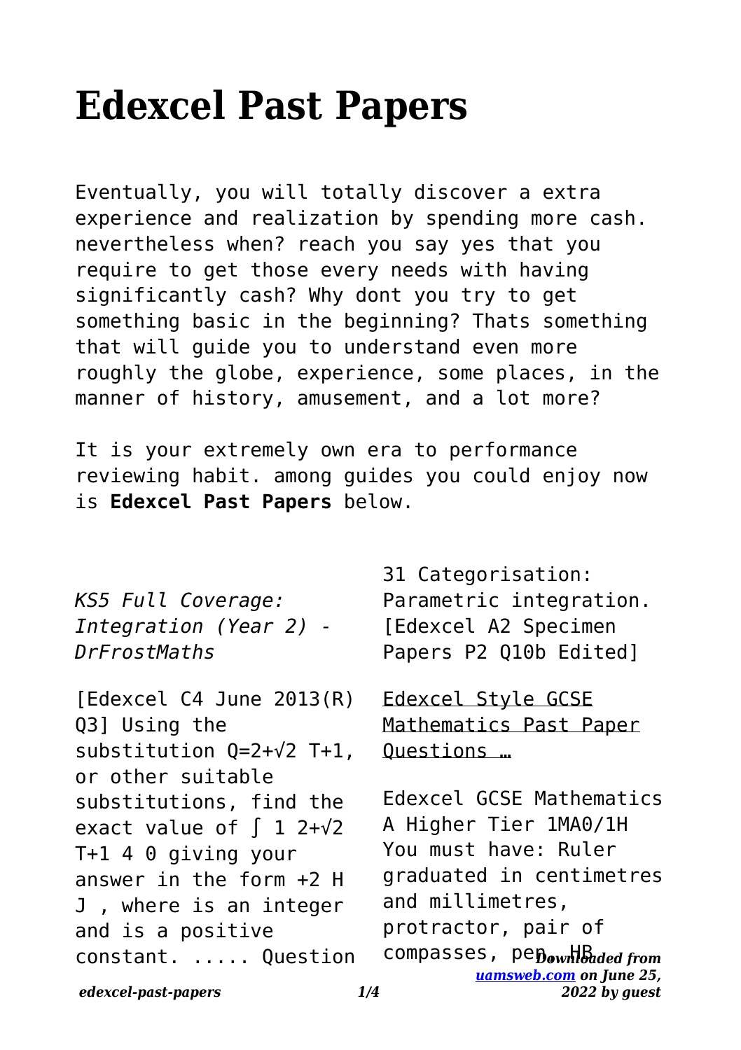# Edexcel Past Papers

Eventually, you will totally discover a extra experience and realization by spending more cash. nevertheless when? reach you say yes that you require to get those every needs with having significantly cash? Why dont you try to get something basic in the beginning? Thats something that will guide you to understand even more roughly the globe, experience, some places, in the manner of history, amusement, and a lot more?

It is your extremely own era to performance reviewing habit. among guides you could enjoy now is **Edexcel Past Papers** below.

*KS5 Full Coverage: Integration (Year 2) - DrFrostMaths*

[Edexcel C4 June 2013(R) Q3] Using the substitution Q=2+√2 T+1, or other suitable substitutions, find the exact value of ∫ 1 2+√2 T+1 4 0 giving your answer in the form +2 H J , where is an integer and is a positive constant. ..... Question 31 Categorisation: Parametric integration. [Edexcel A2 Specimen Papers P2 Q10b Edited]

Edexcel Style GCSE Mathematics Past Paper Questions …

Edexcel GCSE Mathematics A Higher Tier 1MA0/1H You must have: Ruler graduated in centimetres and millimetres, protractor, pair of compasses, pen, HB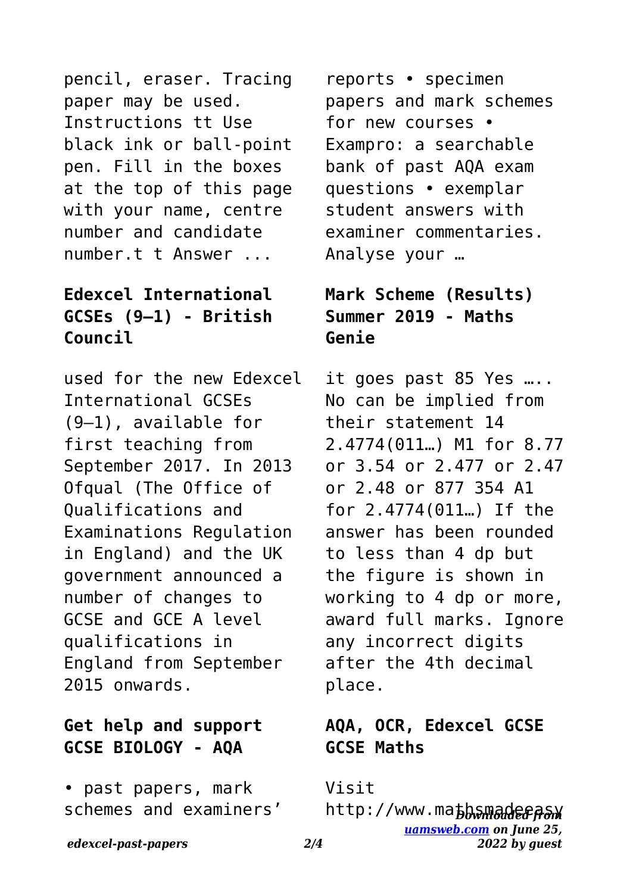pencil, eraser. Tracing paper may be used. Instructions tt Use black ink or ball-point pen. Fill in the boxes at the top of this page with your name, centre number and candidate number.t t Answer ...

### Edexcel International GCSEs (9–1) - British Council

used for the new Edexcel International GCSEs (9–1), available for first teaching from September 2017. In 2013 Ofqual (The Office of Qualifications and Examinations Regulation in England) and the UK government announced a number of changes to GCSE and GCE A level qualifications in England from September 2015 onwards.

### Get help and support GCSE BIOLOGY - AQA

• past papers, mark schemes and examiners' reports • specimen papers and mark schemes for new courses • Exampro: a searchable bank of past AQA exam questions • exemplar student answers with examiner commentaries. Analyse your …

### Mark Scheme (Results) Summer 2019 - Maths Genie

it goes past 85 Yes ….. No can be implied from their statement 14 2.4774(011…) M1 for 8.77 or 3.54 or 2.477 or 2.47 or 2.48 or 877 354 A1 for 2.4774(011…) If the answer has been rounded to less than 4 dp but the figure is shown in working to 4 dp or more, award full marks. Ignore any incorrect digits after the 4th decimal place.

### AQA, OCR, Edexcel GCSE GCSE Maths

Visit http://www.mathsmadeeasy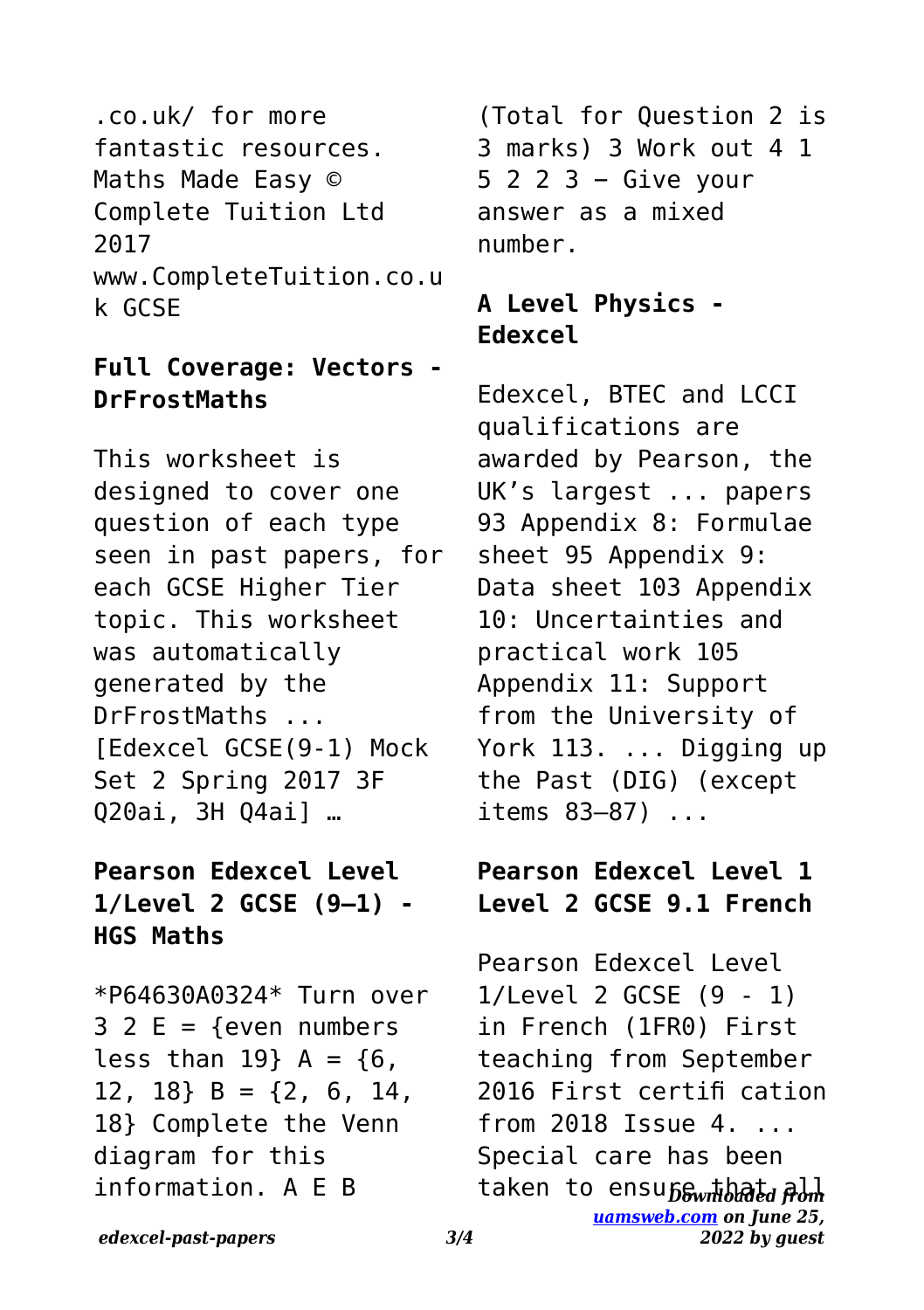.co.uk/ for more fantastic resources. Maths Made Easy © Complete Tuition Ltd 2017 www.CompleteTuition.co.uk GCSE

## Full Coverage: Vectors - DrFrostMaths

This worksheet is designed to cover one question of each type seen in past papers, for each GCSE Higher Tier topic. This worksheet was automatically generated by the DrFrostMaths ... [Edexcel GCSE(9-1) Mock Set 2 Spring 2017 3F Q20ai, 3H Q4ai] …

## Pearson Edexcel Level 1/Level 2 GCSE (9–1) - HGS Maths

*P64630A0324* Turn over 3 2 E = {even numbers less than 19} A = {6, 12, 18} B = {2, 6, 14, 18} Complete the Venn diagram for this information. A E B (Total for Question 2 is 3 marks) 3 Work out 4 1 5 2 2 3 − Give your answer as a mixed number.

## A Level Physics - Edexcel

Edexcel, BTEC and LCCI qualifications are awarded by Pearson, the UK's largest ... papers 93 Appendix 8: Formulae sheet 95 Appendix 9: Data sheet 103 Appendix 10: Uncertainties and practical work 105 Appendix 11: Support from the University of York 113. ... Digging up the Past (DIG) (except items 83–87) ...

## Pearson Edexcel Level 1 Level 2 GCSE 9.1 French

Pearson Edexcel Level 1/Level 2 GCSE (9 - 1) in French (1FR0) First teaching from September 2016 First certifi cation from 2018 Issue 4. ... Special care has been taken to ensure that all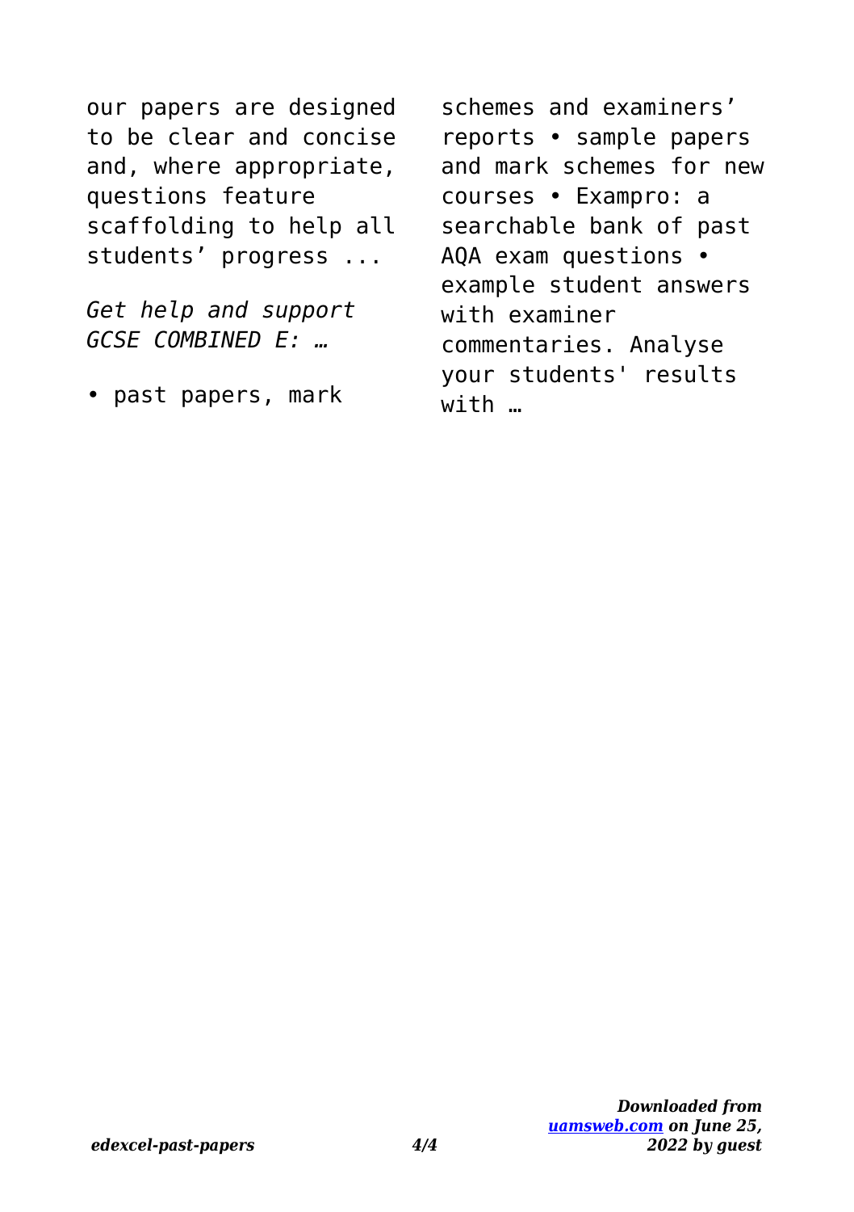our papers are designed to be clear and concise and, where appropriate, questions feature scaffolding to help all students' progress ...

*Get help and support GCSE COMBINED E: …*

• past papers, mark schemes and examiners' reports • sample papers and mark schemes for new courses • Exampro: a searchable bank of past AQA exam questions • example student answers with examiner commentaries. Analyse your students' results with …